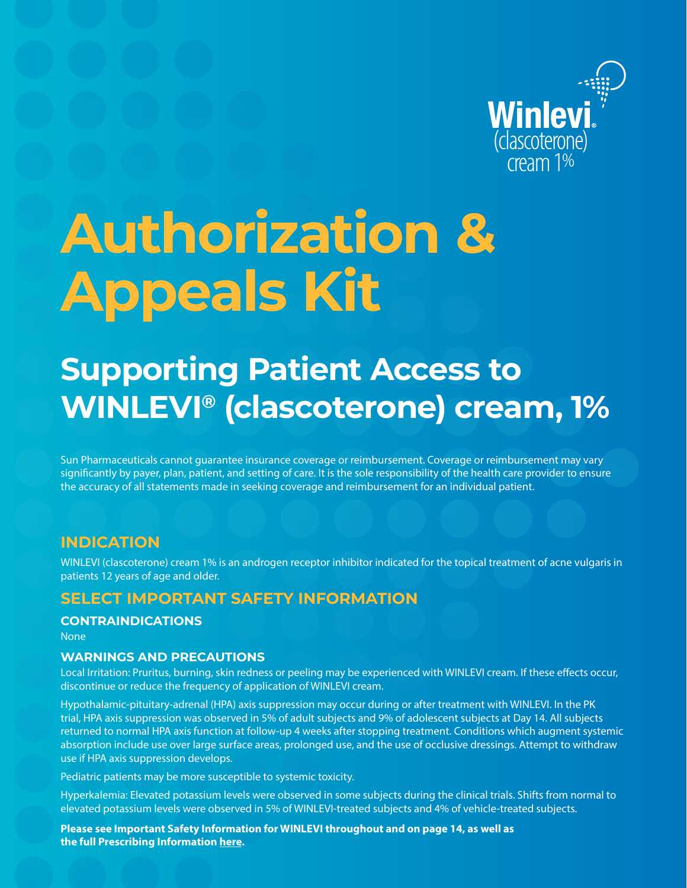Winlevi®
(clascoterone)
cream 1%

# Authorization & Appeals Kit

## Supporting Patient Access to WINLEVI® (clascoterone) cream, 1%

Sun Pharmaceuticals cannot guarantee insurance coverage or reimbursement. Coverage or reimbursement may vary significantly by payer, plan, patient, and setting of care. It is the sole responsibility of the health care provider to ensure the accuracy of all statements made in seeking coverage and reimbursement for an individual patient.

## INDICATION

WINLEVI (clascoterone) cream 1% is an androgen receptor inhibitor indicated for the topical treatment of acne vulgaris in patients 12 years of age and older.

## SELECT IMPORTANT SAFETY INFORMATION

### CONTRAINDICATIONS

None

### WARNINGS AND PRECAUTIONS

Local Irritation: Pruritus, burning, skin redness or peeling may be experienced with WINLEVI cream. If these effects occur, discontinue or reduce the frequency of application of WINLEVI cream.

Hypothalamic-pituitary-adrenal (HPA) axis suppression may occur during or after treatment with WINLEVI. In the PK trial, HPA axis suppression was observed in 5% of adult subjects and 9% of adolescent subjects at Day 14. All subjects returned to normal HPA axis function at follow-up 4 weeks after stopping treatment. Conditions which augment systemic absorption include use over large surface areas, prolonged use, and the use of occlusive dressings. Attempt to withdraw use if HPA axis suppression develops.

Pediatric patients may be more susceptible to systemic toxicity.

Hyperkalemia: Elevated potassium levels were observed in some subjects during the clinical trials. Shifts from normal to elevated potassium levels were observed in 5% of WINLEVI-treated subjects and 4% of vehicle-treated subjects.

**Please see Important Safety Information for WINLEVI throughout and on page 14, as well as the full Prescribing Information here.**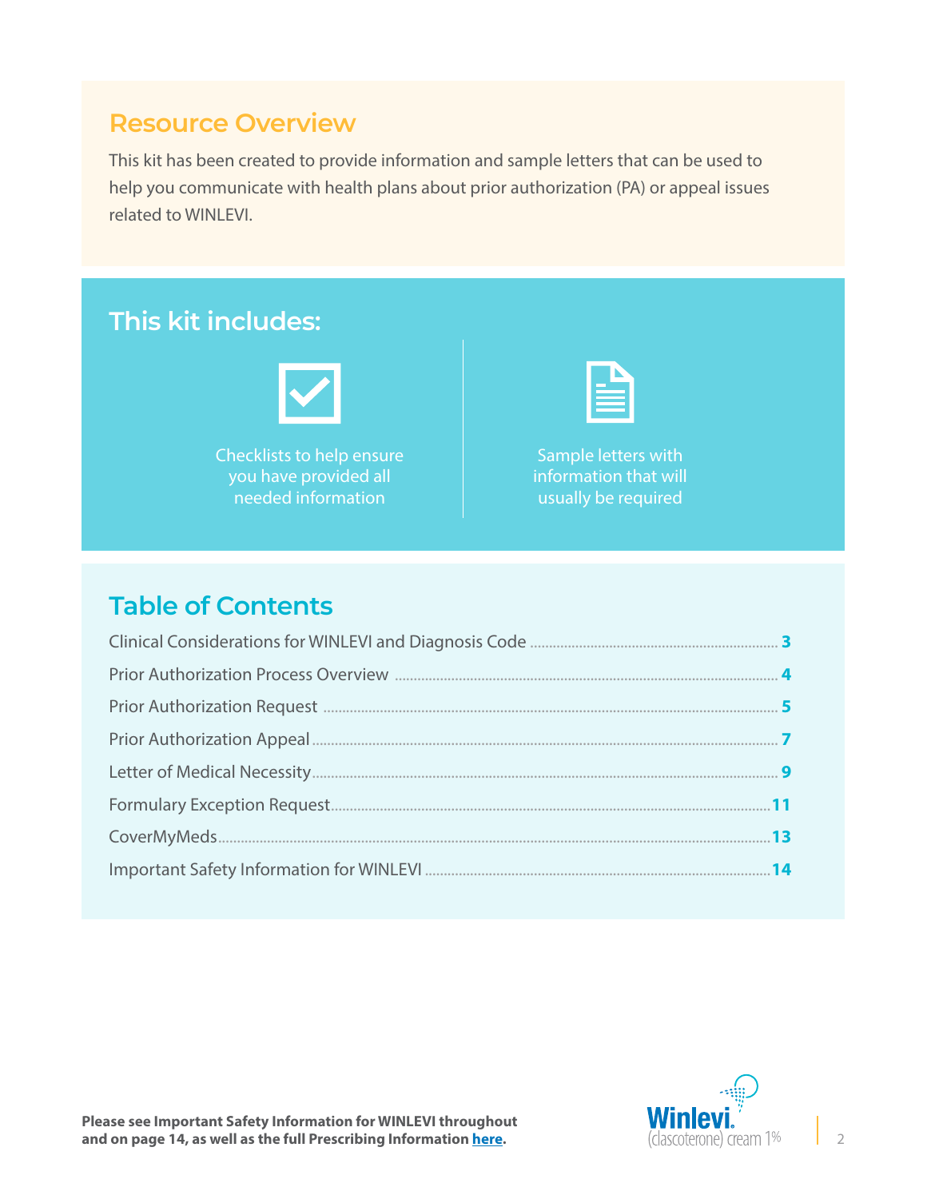## Resource Overview

This kit has been created to provide information and sample letters that can be used to help you communicate with health plans about prior authorization (PA) or appeal issues related to WINLEVI.

## This kit includes:

- Checklists to help ensure you have provided all needed information
- Sample letters with information that will usually be required

## Table of Contents

| Section | Page |
|---|---|
| Clinical Considerations for WINLEVI and Diagnosis Code | 3 |
| Prior Authorization Process Overview | 4 |
| Prior Authorization Request | 5 |
| Prior Authorization Appeal | 7 |
| Letter of Medical Necessity | 9 |
| Formulary Exception Request | 11 |
| CoverMyMeds | 13 |
| Important Safety Information for WINLEVI | 14 |

**Please see Important Safety Information for WINLEVI throughout and on page 14, as well as the full Prescribing Information here.**

Winlevi® (clascoterone) cream 1%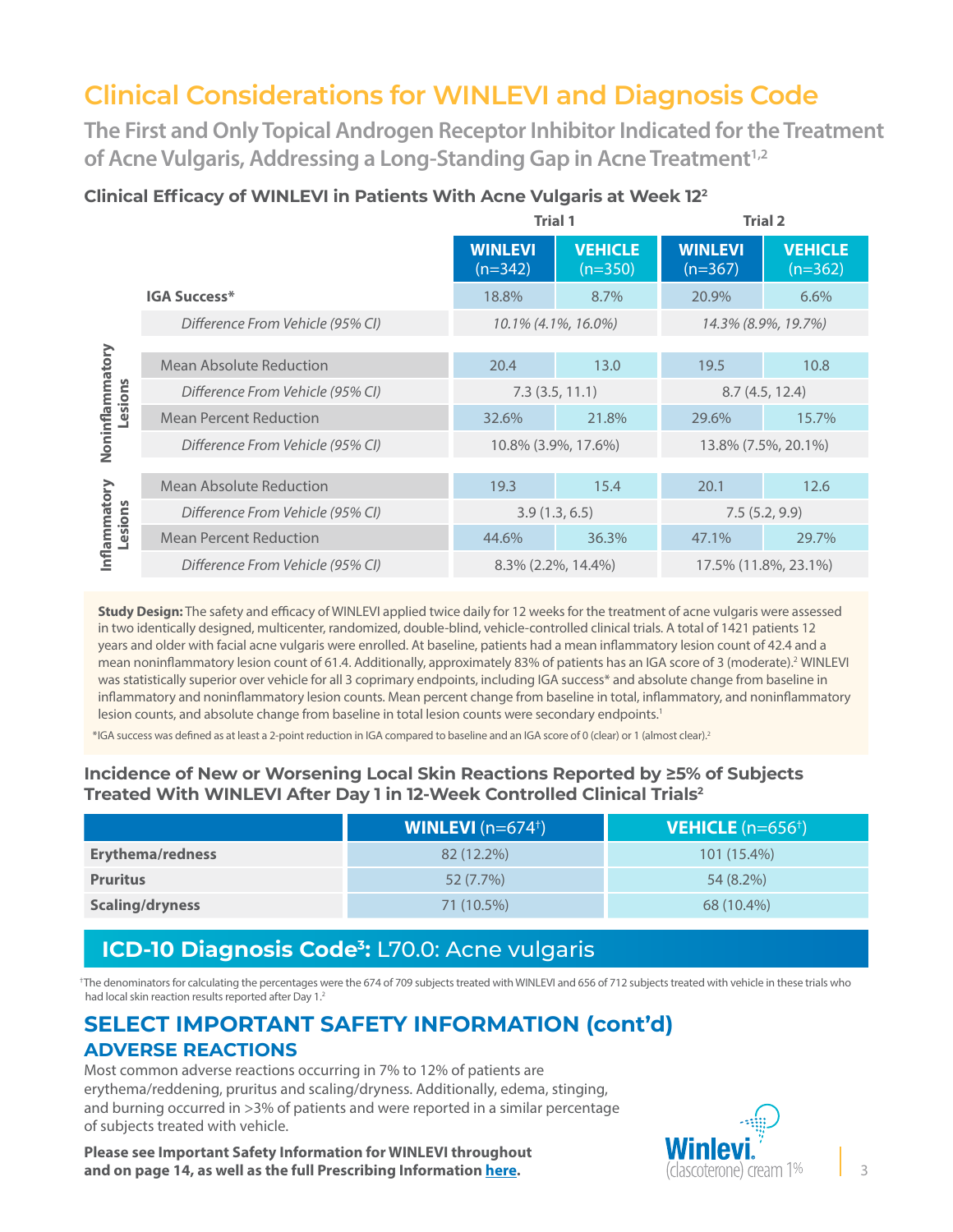# Clinical Considerations for WINLEVI and Diagnosis Code

## The First and Only Topical Androgen Receptor Inhibitor Indicated for the Treatment of Acne Vulgaris, Addressing a Long-Standing Gap in Acne Treatment[1,2]

### Clinical Efficacy of WINLEVI in Patients With Acne Vulgaris at Week 12[2]

| | | Trial 1 | | Trial 2 | |
|---|---|---|---|---|---|
| | | **WINLEVI** (n=342) | **VEHICLE** (n=350) | **WINLEVI** (n=367) | **VEHICLE** (n=362) |
| | **IGA Success*** | 18.8% | 8.7% | 20.9% | 6.6% |
| | *Difference From Vehicle (95% CI)* | *10.1% (4.1%, 16.0%)* | | *14.3% (8.9%, 19.7%)* | |
| **Noninflammatory Lesions** | Mean Absolute Reduction | 20.4 | 13.0 | 19.5 | 10.8 |
| | *Difference From Vehicle (95% CI)* | 7.3 (3.5, 11.1) | | 8.7 (4.5, 12.4) | |
| | Mean Percent Reduction | 32.6% | 21.8% | 29.6% | 15.7% |
| | *Difference From Vehicle (95% CI)* | 10.8% (3.9%, 17.6%) | | 13.8% (7.5%, 20.1%) | |
| **Inflammatory Lesions** | Mean Absolute Reduction | 19.3 | 15.4 | 20.1 | 12.6 |
| | *Difference From Vehicle (95% CI)* | 3.9 (1.3, 6.5) | | 7.5 (5.2, 9.9) | |
| | Mean Percent Reduction | 44.6% | 36.3% | 47.1% | 29.7% |
| | *Difference From Vehicle (95% CI)* | 8.3% (2.2%, 14.4%) | | 17.5% (11.8%, 23.1%) | |

**Study Design:** The safety and efficacy of WINLEVI applied twice daily for 12 weeks for the treatment of acne vulgaris were assessed in two identically designed, multicenter, randomized, double-blind, vehicle-controlled clinical trials. A total of 1421 patients 12 years and older with facial acne vulgaris were enrolled. At baseline, patients had a mean inflammatory lesion count of 42.4 and a mean noninflammatory lesion count of 61.4. Additionally, approximately 83% of patients has an IGA score of 3 (moderate).[2] WINLEVI was statistically superior over vehicle for all 3 coprimary endpoints, including IGA success* and absolute change from baseline in inflammatory and noninflammatory lesion counts. Mean percent change from baseline in total, inflammatory, and noninflammatory lesion counts, and absolute change from baseline in total lesion counts were secondary endpoints.[1]

*IGA success was defined as at least a 2-point reduction in IGA compared to baseline and an IGA score of 0 (clear) or 1 (almost clear).[2]

### Incidence of New or Worsening Local Skin Reactions Reported by ≥5% of Subjects Treated With WINLEVI After Day 1 in 12-Week Controlled Clinical Trials[2]

| | **WINLEVI** (n=674†) | **VEHICLE** (n=656†) |
|---|---|---|
| **Erythema/redness** | 82 (12.2%) | 101 (15.4%) |
| **Pruritus** | 52 (7.7%) | 54 (8.2%) |
| **Scaling/dryness** | 71 (10.5%) | 68 (10.4%) |

## ICD-10 Diagnosis Code[3]: L70.0: Acne vulgaris

†The denominators for calculating the percentages were the 674 of 709 subjects treated with WINLEVI and 656 of 712 subjects treated with vehicle in these trials who had local skin reaction results reported after Day 1.[2]

## SELECT IMPORTANT SAFETY INFORMATION (cont'd)

### ADVERSE REACTIONS

Most common adverse reactions occurring in 7% to 12% of patients are erythema/reddening, pruritus and scaling/dryness. Additionally, edema, stinging, and burning occurred in >3% of patients and were reported in a similar percentage of subjects treated with vehicle.

**Please see Important Safety Information for WINLEVI throughout and on page 14, as well as the full Prescribing Information here.**

Winlevi (clascoterone) cream 1%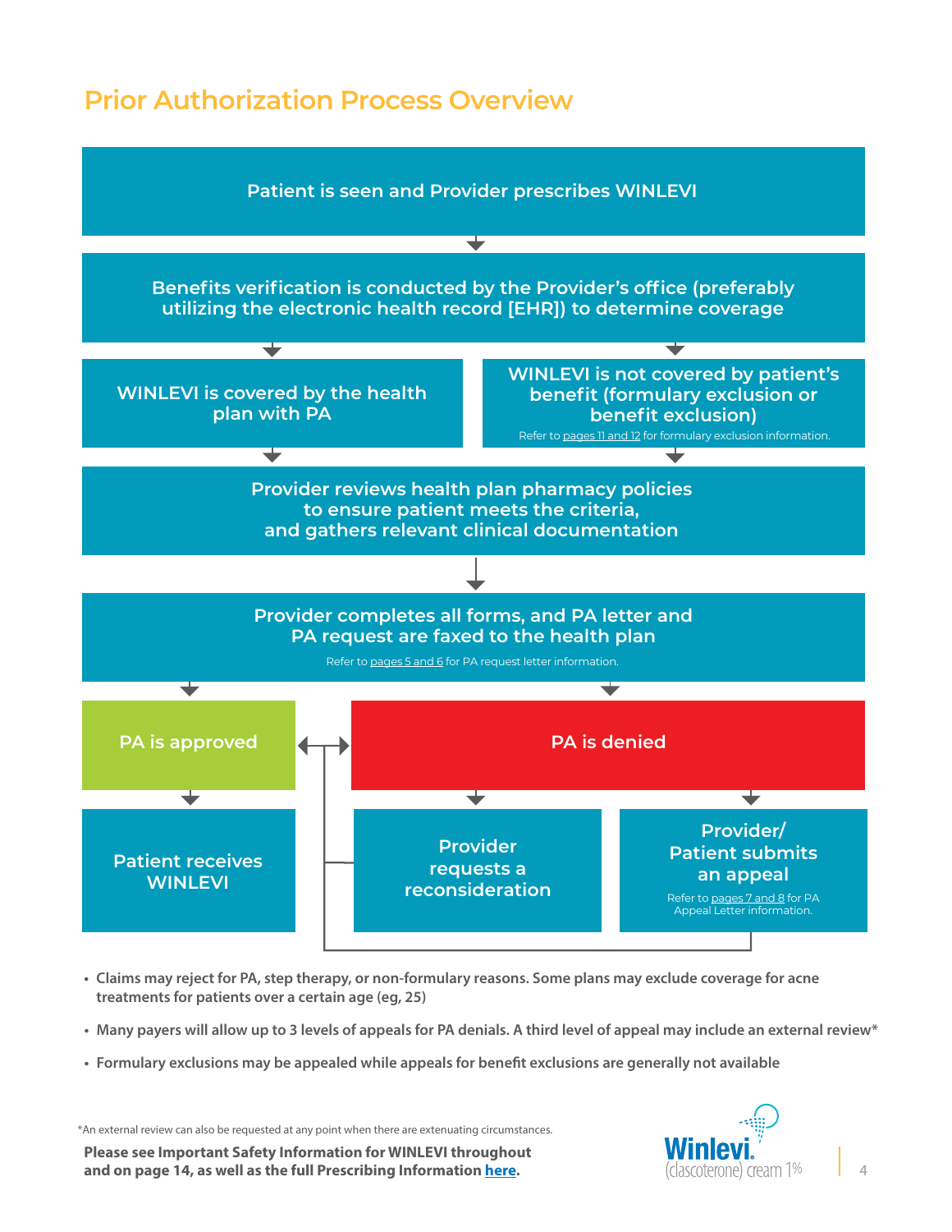# Prior Authorization Process Overview

Patient is seen and Provider prescribes WINLEVI

Benefits verification is conducted by the Provider's office (preferably utilizing the electronic health record [EHR]) to determine coverage

WINLEVI is covered by the health plan with PA

WINLEVI is not covered by patient's benefit (formulary exclusion or benefit exclusion)
Refer to pages 11 and 12 for formulary exclusion information.

Provider reviews health plan pharmacy policies to ensure patient meets the criteria, and gathers relevant clinical documentation

Provider completes all forms, and PA letter and PA request are faxed to the health plan
Refer to pages 5 and 6 for PA request letter information.

PA is approved

PA is denied

Patient receives WINLEVI

Provider requests a reconsideration

Provider/Patient submits an appeal
Refer to pages 7 and 8 for PA Appeal Letter information.

- **Claims may reject for PA, step therapy, or non-formulary reasons. Some plans may exclude coverage for acne treatments for patients over a certain age (eg, 25)**
- **Many payers will allow up to 3 levels of appeals for PA denials. A third level of appeal may include an external review***
- **Formulary exclusions may be appealed while appeals for benefit exclusions are generally not available**

*An external review can also be requested at any point when there are extenuating circumstances.

**Please see Important Safety Information for WINLEVI throughout and on page 14, as well as the full Prescribing Information here.**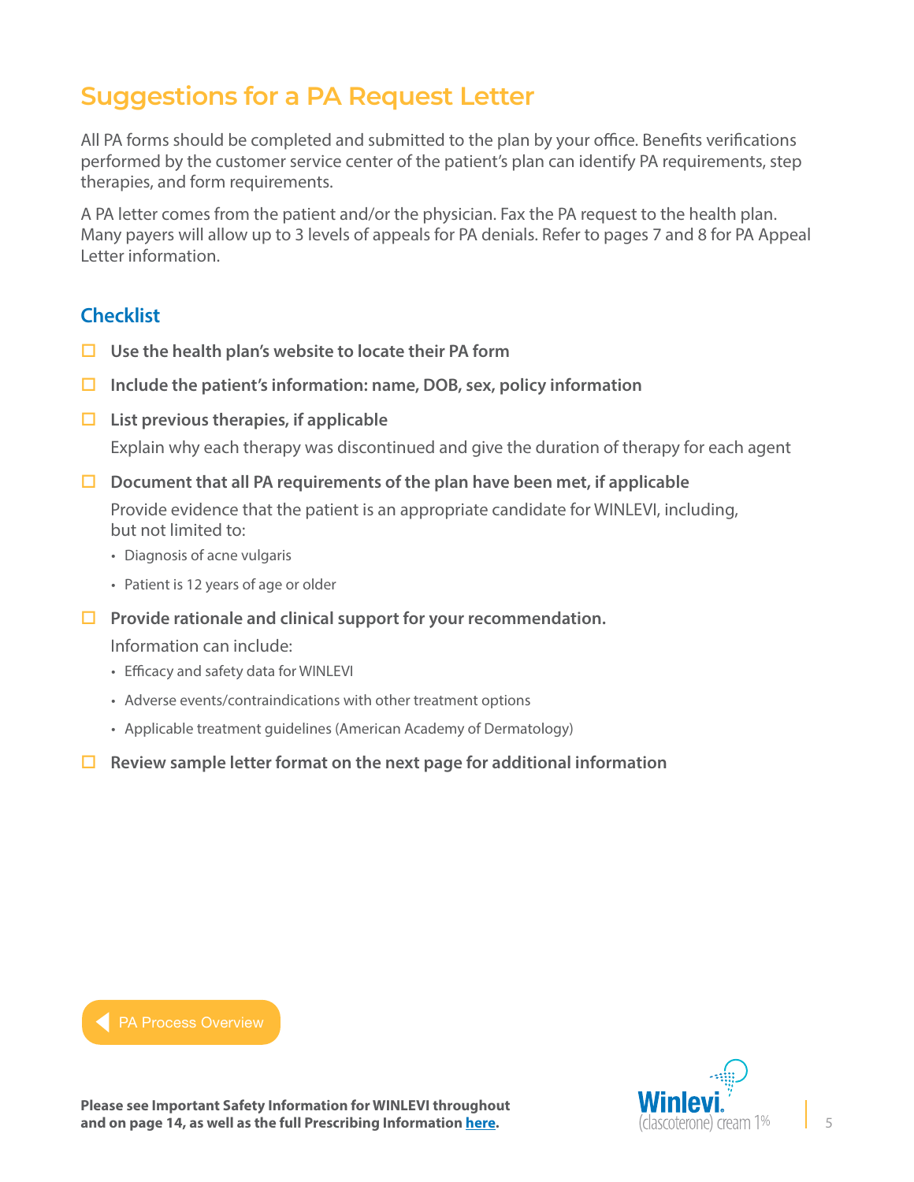# Suggestions for a PA Request Letter

All PA forms should be completed and submitted to the plan by your office. Benefits verifications performed by the customer service center of the patient's plan can identify PA requirements, step therapies, and form requirements.

A PA letter comes from the patient and/or the physician. Fax the PA request to the health plan. Many payers will allow up to 3 levels of appeals for PA denials. Refer to pages 7 and 8 for PA Appeal Letter information.

## Checklist

- ☐ **Use the health plan's website to locate their PA form**
- ☐ **Include the patient's information: name, DOB, sex, policy information**
- ☐ **List previous therapies, if applicable**

  Explain why each therapy was discontinued and give the duration of therapy for each agent
- ☐ **Document that all PA requirements of the plan have been met, if applicable**

  Provide evidence that the patient is an appropriate candidate for WINLEVI, including, but not limited to:
  - Diagnosis of acne vulgaris
  - Patient is 12 years of age or older
- ☐ **Provide rationale and clinical support for your recommendation.**

  Information can include:
  - Efficacy and safety data for WINLEVI
  - Adverse events/contraindications with other treatment options
  - Applicable treatment guidelines (American Academy of Dermatology)
- ☐ **Review sample letter format on the next page for additional information**

PA Process Overview

**Please see Important Safety Information for WINLEVI throughout and on page 14, as well as the full Prescribing Information here.**

Winlevi (clascoterone) cream 1%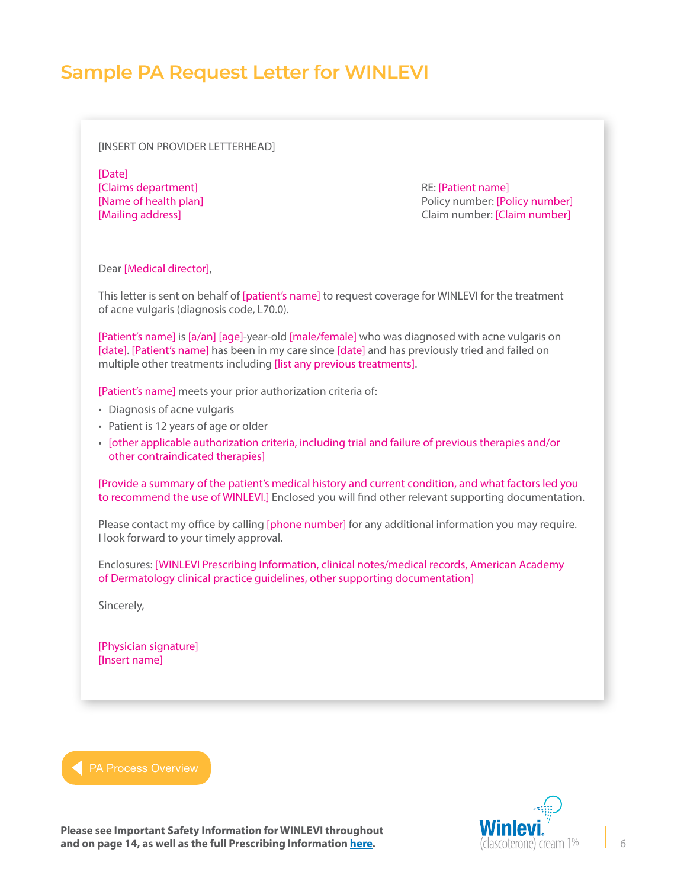# Sample PA Request Letter for WINLEVI

[INSERT ON PROVIDER LETTERHEAD]

[Date]
[Claims department]
[Name of health plan]
[Mailing address]

RE: [Patient name]
Policy number: [Policy number]
Claim number: [Claim number]

Dear [Medical director],

This letter is sent on behalf of [patient's name] to request coverage for WINLEVI for the treatment of acne vulgaris (diagnosis code, L70.0).

[Patient's name] is [a/an] [age]-year-old [male/female] who was diagnosed with acne vulgaris on [date]. [Patient's name] has been in my care since [date] and has previously tried and failed on multiple other treatments including [list any previous treatments].

[Patient's name] meets your prior authorization criteria of:

- Diagnosis of acne vulgaris
- Patient is 12 years of age or older
- [other applicable authorization criteria, including trial and failure of previous therapies and/or other contraindicated therapies]

[Provide a summary of the patient's medical history and current condition, and what factors led you to recommend the use of WINLEVI.] Enclosed you will find other relevant supporting documentation.

Please contact my office by calling [phone number] for any additional information you may require. I look forward to your timely approval.

Enclosures: [WINLEVI Prescribing Information, clinical notes/medical records, American Academy of Dermatology clinical practice guidelines, other supporting documentation]

Sincerely,

[Physician signature]
[Insert name]

PA Process Overview

**Please see Important Safety Information for WINLEVI throughout and on page 14, as well as the full Prescribing Information here.**

Winlevi® (clascoterone) cream 1%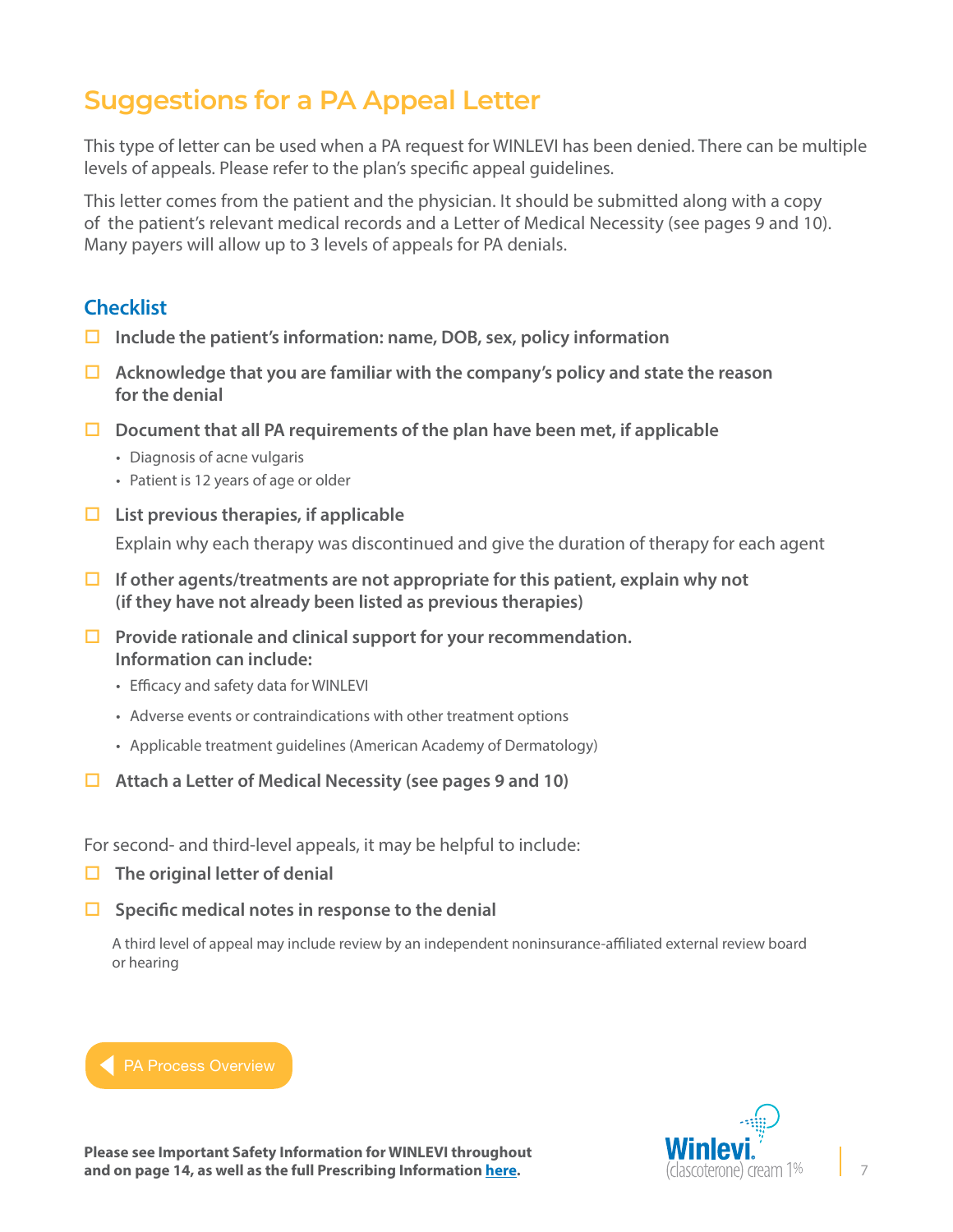# Suggestions for a PA Appeal Letter

This type of letter can be used when a PA request for WINLEVI has been denied. There can be multiple levels of appeals. Please refer to the plan's specific appeal guidelines.

This letter comes from the patient and the physician. It should be submitted along with a copy of the patient's relevant medical records and a Letter of Medical Necessity (see pages 9 and 10). Many payers will allow up to 3 levels of appeals for PA denials.

## Checklist

- ☐ **Include the patient's information: name, DOB, sex, policy information**
- ☐ **Acknowledge that you are familiar with the company's policy and state the reason for the denial**
- ☐ **Document that all PA requirements of the plan have been met, if applicable**
  - Diagnosis of acne vulgaris
  - Patient is 12 years of age or older
- ☐ **List previous therapies, if applicable**

  Explain why each therapy was discontinued and give the duration of therapy for each agent
- ☐ **If other agents/treatments are not appropriate for this patient, explain why not (if they have not already been listed as previous therapies)**
- ☐ **Provide rationale and clinical support for your recommendation. Information can include:**
  - Efficacy and safety data for WINLEVI
  - Adverse events or contraindications with other treatment options
  - Applicable treatment guidelines (American Academy of Dermatology)
- ☐ **Attach a Letter of Medical Necessity (see pages 9 and 10)**

For second- and third-level appeals, it may be helpful to include:

- ☐ **The original letter of denial**
- ☐ **Specific medical notes in response to the denial**

A third level of appeal may include review by an independent noninsurance-affiliated external review board or hearing

PA Process Overview

**Please see Important Safety Information for WINLEVI throughout and on page 14, as well as the full Prescribing Information here.**

Winlevi (clascoterone) cream 1%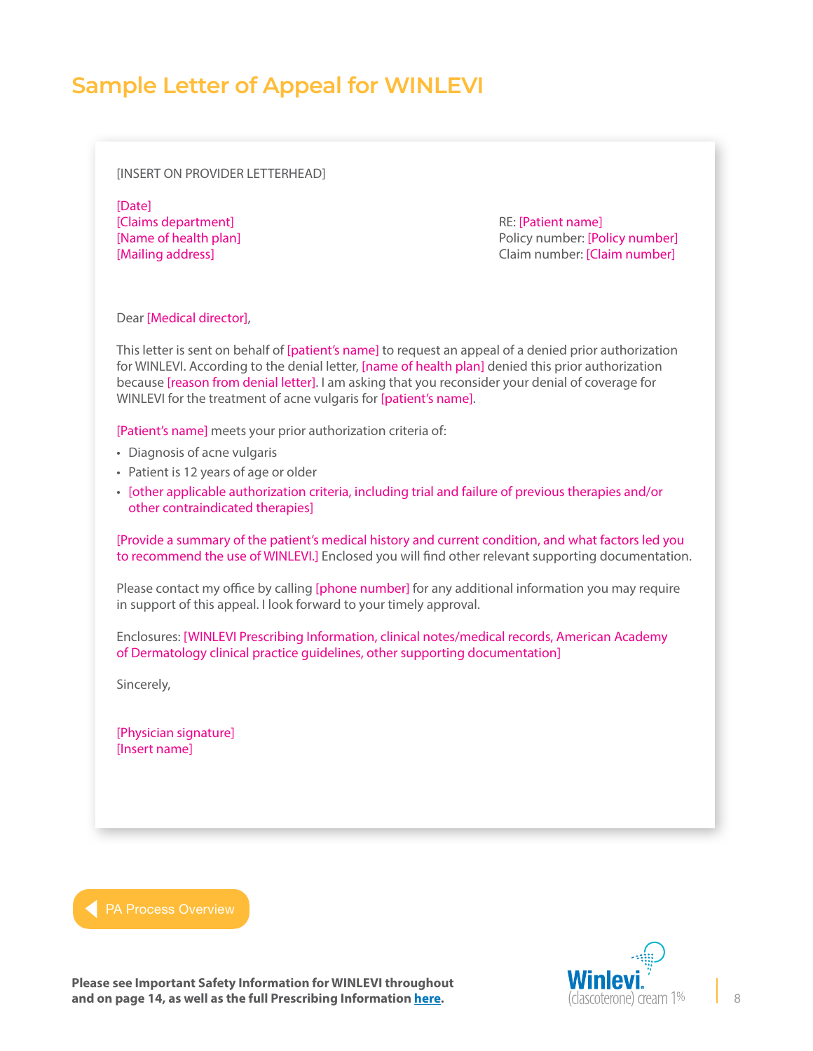# Sample Letter of Appeal for WINLEVI

[INSERT ON PROVIDER LETTERHEAD]

[Date]
[Claims department]
[Name of health plan]
[Mailing address]

RE: [Patient name]
Policy number: [Policy number]
Claim number: [Claim number]

Dear [Medical director],

This letter is sent on behalf of [patient's name] to request an appeal of a denied prior authorization for WINLEVI. According to the denial letter, [name of health plan] denied this prior authorization because [reason from denial letter]. I am asking that you reconsider your denial of coverage for WINLEVI for the treatment of acne vulgaris for [patient's name].

[Patient's name] meets your prior authorization criteria of:

- Diagnosis of acne vulgaris
- Patient is 12 years of age or older
- [other applicable authorization criteria, including trial and failure of previous therapies and/or other contraindicated therapies]

[Provide a summary of the patient's medical history and current condition, and what factors led you to recommend the use of WINLEVI.] Enclosed you will find other relevant supporting documentation.

Please contact my office by calling [phone number] for any additional information you may require in support of this appeal. I look forward to your timely approval.

Enclosures: [WINLEVI Prescribing Information, clinical notes/medical records, American Academy of Dermatology clinical practice guidelines, other supporting documentation]

Sincerely,

[Physician signature]
[Insert name]

PA Process Overview

**Please see Important Safety Information for WINLEVI throughout and on page 14, as well as the full Prescribing Information here.**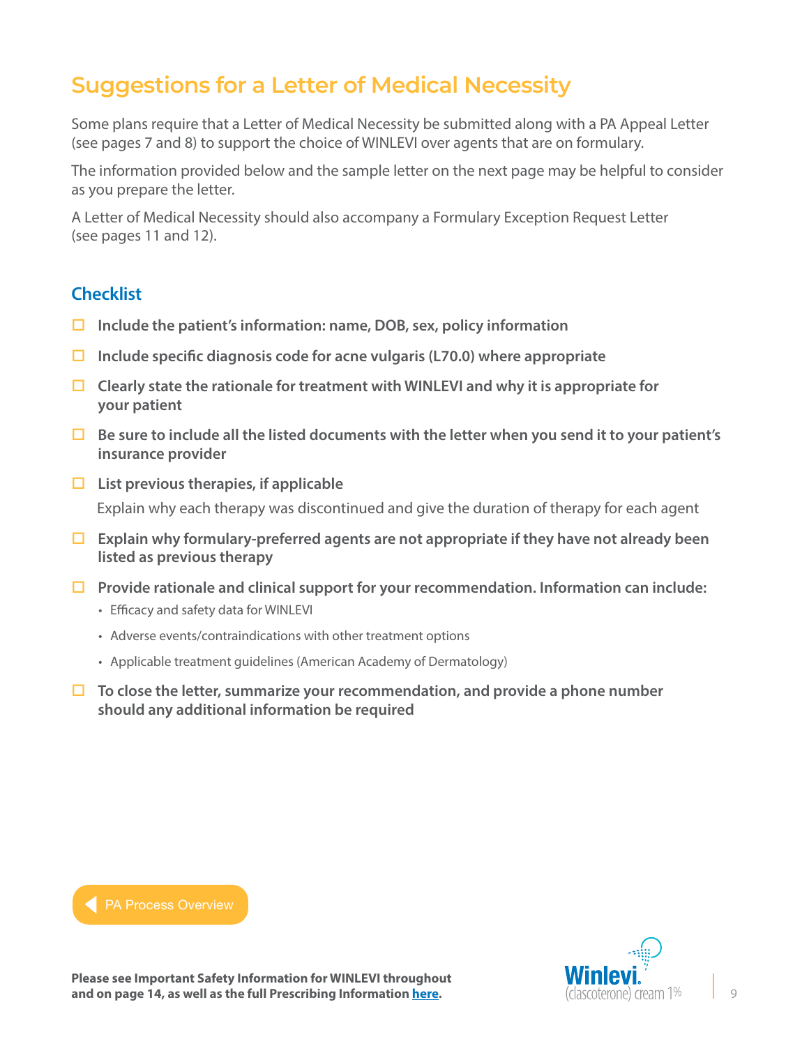# Suggestions for a Letter of Medical Necessity

Some plans require that a Letter of Medical Necessity be submitted along with a PA Appeal Letter (see pages 7 and 8) to support the choice of WINLEVI over agents that are on formulary.

The information provided below and the sample letter on the next page may be helpful to consider as you prepare the letter.

A Letter of Medical Necessity should also accompany a Formulary Exception Request Letter (see pages 11 and 12).

## Checklist

- ☐ **Include the patient's information: name, DOB, sex, policy information**
- ☐ **Include specific diagnosis code for acne vulgaris (L70.0) where appropriate**
- ☐ **Clearly state the rationale for treatment with WINLEVI and why it is appropriate for your patient**
- ☐ **Be sure to include all the listed documents with the letter when you send it to your patient's insurance provider**
- ☐ **List previous therapies, if applicable**

  Explain why each therapy was discontinued and give the duration of therapy for each agent
- ☐ **Explain why formulary-preferred agents are not appropriate if they have not already been listed as previous therapy**
- ☐ **Provide rationale and clinical support for your recommendation. Information can include:**
  - Efficacy and safety data for WINLEVI
  - Adverse events/contraindications with other treatment options
  - Applicable treatment guidelines (American Academy of Dermatology)
- ☐ **To close the letter, summarize your recommendation, and provide a phone number should any additional information be required**

PA Process Overview

**Please see Important Safety Information for WINLEVI throughout and on page 14, as well as the full Prescribing Information here.**

Winlevi (clascoterone) cream 1%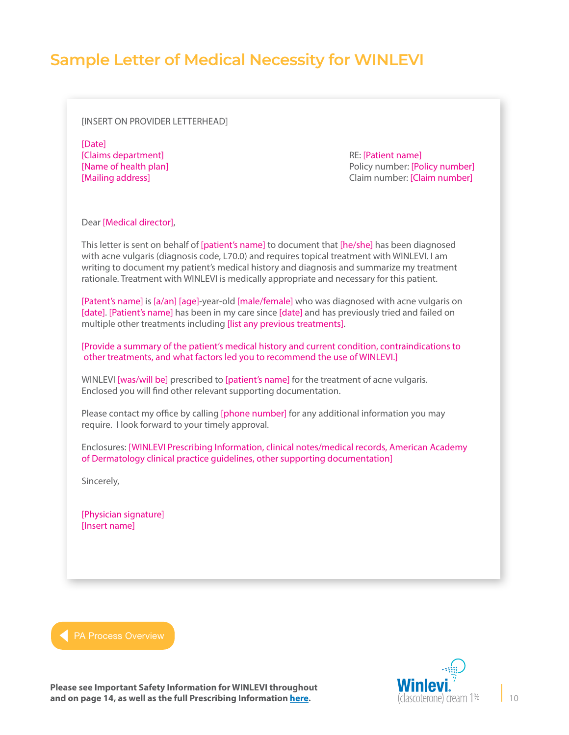# Sample Letter of Medical Necessity for WINLEVI

[INSERT ON PROVIDER LETTERHEAD]

[Date]
[Claims department]
[Name of health plan]
[Mailing address]

RE: [Patient name]
Policy number: [Policy number]
Claim number: [Claim number]

Dear [Medical director],

This letter is sent on behalf of [patient's name] to document that [he/she] has been diagnosed with acne vulgaris (diagnosis code, L70.0) and requires topical treatment with WINLEVI. I am writing to document my patient's medical history and diagnosis and summarize my treatment rationale. Treatment with WINLEVI is medically appropriate and necessary for this patient.

[Patent's name] is [a/an] [age]-year-old [male/female] who was diagnosed with acne vulgaris on [date]. [Patient's name] has been in my care since [date] and has previously tried and failed on multiple other treatments including [list any previous treatments].

[Provide a summary of the patient's medical history and current condition, contraindications to other treatments, and what factors led you to recommend the use of WINLEVI.]

WINLEVI [was/will be] prescribed to [patient's name] for the treatment of acne vulgaris. Enclosed you will find other relevant supporting documentation.

Please contact my office by calling [phone number] for any additional information you may require. I look forward to your timely approval.

Enclosures: [WINLEVI Prescribing Information, clinical notes/medical records, American Academy of Dermatology clinical practice guidelines, other supporting documentation]

Sincerely,

[Physician signature]
[Insert name]

PA Process Overview

**Please see Important Safety Information for WINLEVI throughout and on page 14, as well as the full Prescribing Information here.**

Winlevi (clascoterone) cream 1%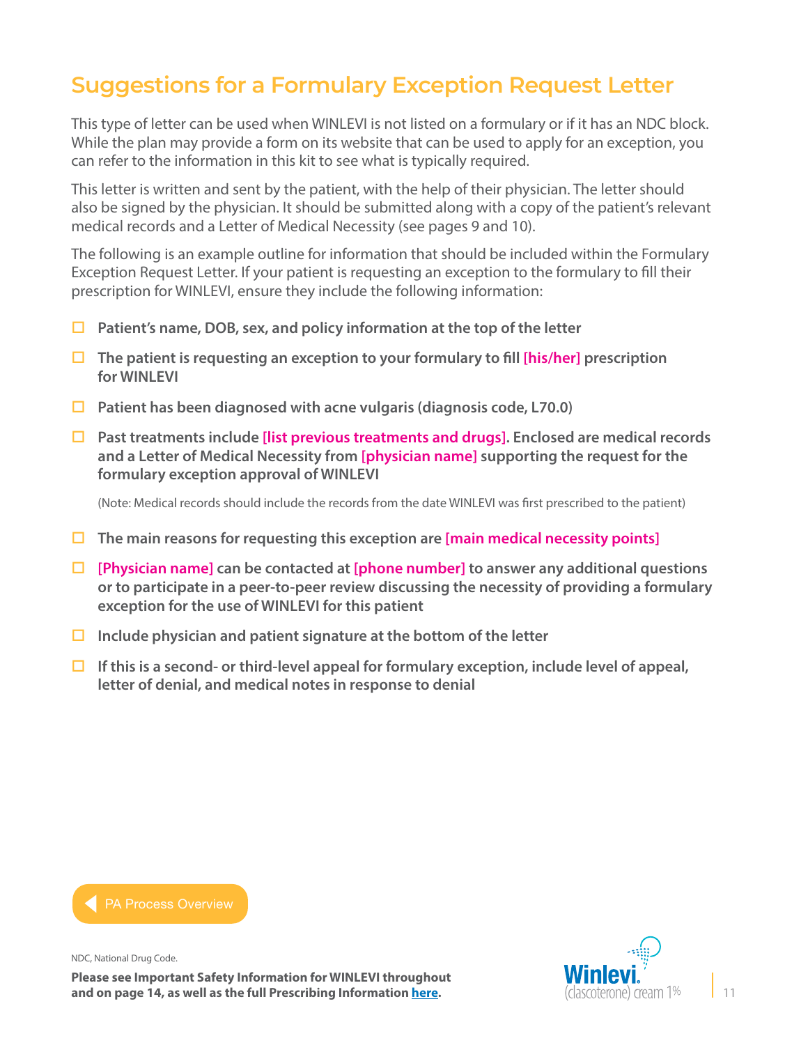# Suggestions for a Formulary Exception Request Letter

This type of letter can be used when WINLEVI is not listed on a formulary or if it has an NDC block. While the plan may provide a form on its website that can be used to apply for an exception, you can refer to the information in this kit to see what is typically required.

This letter is written and sent by the patient, with the help of their physician. The letter should also be signed by the physician. It should be submitted along with a copy of the patient's relevant medical records and a Letter of Medical Necessity (see pages 9 and 10).

The following is an example outline for information that should be included within the Formulary Exception Request Letter. If your patient is requesting an exception to the formulary to fill their prescription for WINLEVI, ensure they include the following information:

- ☐ **Patient's name, DOB, sex, and policy information at the top of the letter**
- ☐ **The patient is requesting an exception to your formulary to fill [his/her] prescription for WINLEVI**
- ☐ **Patient has been diagnosed with acne vulgaris (diagnosis code, L70.0)**
- ☐ **Past treatments include [list previous treatments and drugs]. Enclosed are medical records and a Letter of Medical Necessity from [physician name] supporting the request for the formulary exception approval of WINLEVI**

  (Note: Medical records should include the records from the date WINLEVI was first prescribed to the patient)

- ☐ **The main reasons for requesting this exception are [main medical necessity points]**
- ☐ **[Physician name] can be contacted at [phone number] to answer any additional questions or to participate in a peer-to-peer review discussing the necessity of providing a formulary exception for the use of WINLEVI for this patient**
- ☐ **Include physician and patient signature at the bottom of the letter**
- ☐ **If this is a second- or third-level appeal for formulary exception, include level of appeal, letter of denial, and medical notes in response to denial**

PA Process Overview

NDC, National Drug Code.

**Please see Important Safety Information for WINLEVI throughout and on page 14, as well as the full Prescribing Information here.**

Winlevi (clascoterone) cream 1%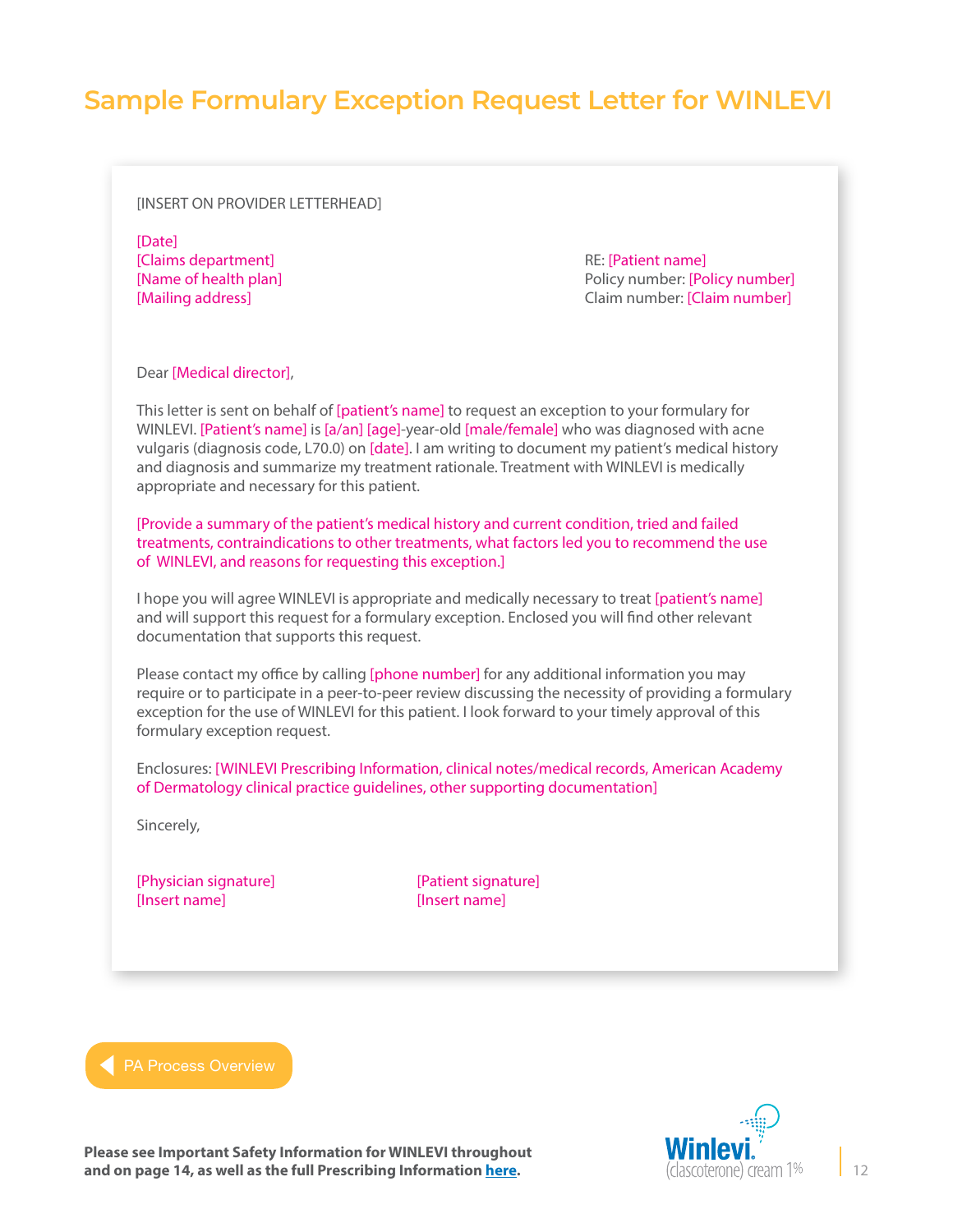# Sample Formulary Exception Request Letter for WINLEVI

[INSERT ON PROVIDER LETTERHEAD]

[Date]
[Claims department]
[Name of health plan]
[Mailing address]

RE: [Patient name]
Policy number: [Policy number]
Claim number: [Claim number]

Dear [Medical director],

This letter is sent on behalf of [patient's name] to request an exception to your formulary for WINLEVI. [Patient's name] is [a/an] [age]-year-old [male/female] who was diagnosed with acne vulgaris (diagnosis code, L70.0) on [date]. I am writing to document my patient's medical history and diagnosis and summarize my treatment rationale. Treatment with WINLEVI is medically appropriate and necessary for this patient.

[Provide a summary of the patient's medical history and current condition, tried and failed treatments, contraindications to other treatments, what factors led you to recommend the use of WINLEVI, and reasons for requesting this exception.]

I hope you will agree WINLEVI is appropriate and medically necessary to treat [patient's name] and will support this request for a formulary exception. Enclosed you will find other relevant documentation that supports this request.

Please contact my office by calling [phone number] for any additional information you may require or to participate in a peer-to-peer review discussing the necessity of providing a formulary exception for the use of WINLEVI for this patient. I look forward to your timely approval of this formulary exception request.

Enclosures: [WINLEVI Prescribing Information, clinical notes/medical records, American Academy of Dermatology clinical practice guidelines, other supporting documentation]

Sincerely,

[Physician signature]
[Insert name]

[Patient signature]
[Insert name]

PA Process Overview

**Please see Important Safety Information for WINLEVI throughout and on page 14, as well as the full Prescribing Information here.**

Winlevi (clascoterone) cream 1%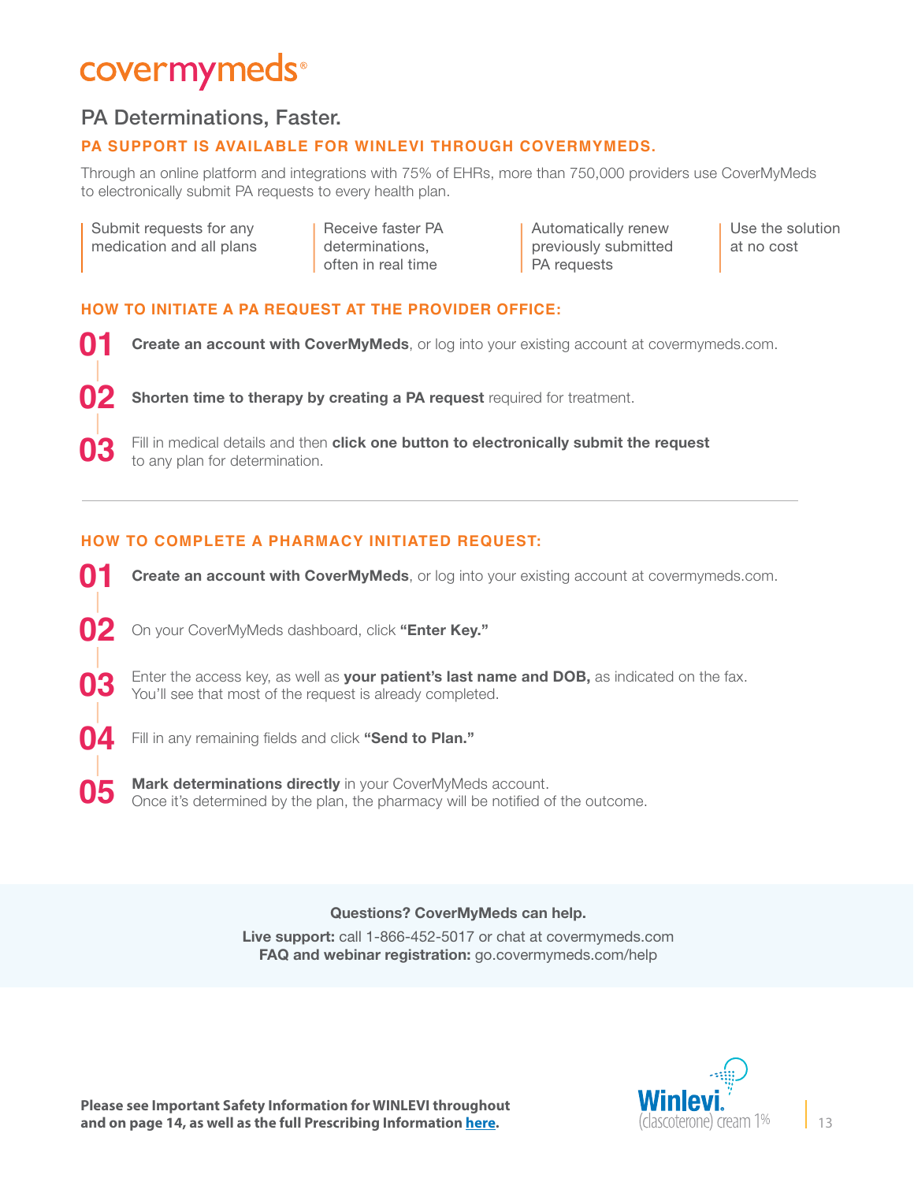# covermymeds®

## PA Determinations, Faster.

**PA SUPPORT IS AVAILABLE FOR WINLEVI THROUGH COVERMYMEDS.**

Through an online platform and integrations with 75% of EHRs, more than 750,000 providers use CoverMyMeds to electronically submit PA requests to every health plan.

- Submit requests for any medication and all plans
- Receive faster PA determinations, often in real time
- Automatically renew previously submitted PA requests
- Use the solution at no cost

### HOW TO INITIATE A PA REQUEST AT THE PROVIDER OFFICE:

**01** **Create an account with CoverMyMeds**, or log into your existing account at covermymeds.com.

**02** **Shorten time to therapy by creating a PA request** required for treatment.

**03** Fill in medical details and then **click one button to electronically submit the request** to any plan for determination.

---

### HOW TO COMPLETE A PHARMACY INITIATED REQUEST:

**01** **Create an account with CoverMyMeds**, or log into your existing account at covermymeds.com.

**02** On your CoverMyMeds dashboard, click **"Enter Key."**

**03** Enter the access key, as well as **your patient's last name and DOB,** as indicated on the fax. You'll see that most of the request is already completed.

**04** Fill in any remaining fields and click **"Send to Plan."**

**05** **Mark determinations directly** in your CoverMyMeds account. Once it's determined by the plan, the pharmacy will be notified of the outcome.

**Questions? CoverMyMeds can help.**

**Live support:** call 1-866-452-5017 or chat at covermymeds.com
**FAQ and webinar registration:** go.covermymeds.com/help

**Please see Important Safety Information for WINLEVI throughout and on page 14, as well as the full Prescribing Information here.**

Winlevi® (clascoterone) cream 1%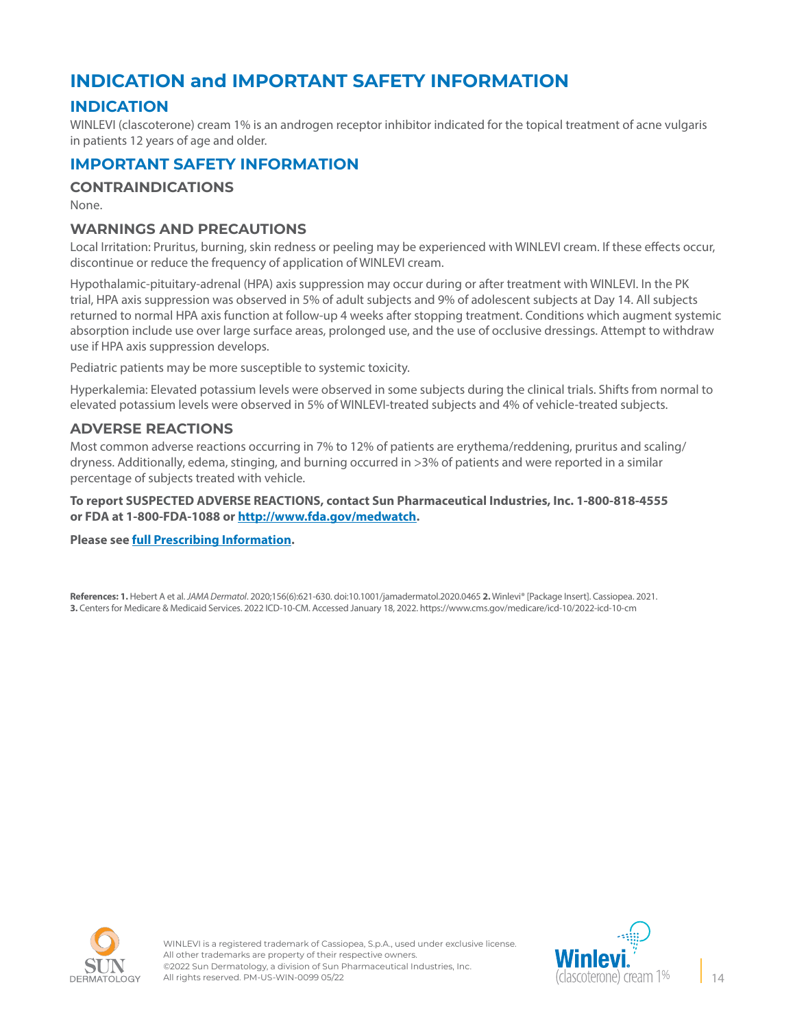# INDICATION and IMPORTANT SAFETY INFORMATION

## INDICATION

WINLEVI (clascoterone) cream 1% is an androgen receptor inhibitor indicated for the topical treatment of acne vulgaris in patients 12 years of age and older.

## IMPORTANT SAFETY INFORMATION

### CONTRAINDICATIONS

None.

### WARNINGS AND PRECAUTIONS

Local Irritation: Pruritus, burning, skin redness or peeling may be experienced with WINLEVI cream. If these effects occur, discontinue or reduce the frequency of application of WINLEVI cream.

Hypothalamic-pituitary-adrenal (HPA) axis suppression may occur during or after treatment with WINLEVI. In the PK trial, HPA axis suppression was observed in 5% of adult subjects and 9% of adolescent subjects at Day 14. All subjects returned to normal HPA axis function at follow-up 4 weeks after stopping treatment. Conditions which augment systemic absorption include use over large surface areas, prolonged use, and the use of occlusive dressings. Attempt to withdraw use if HPA axis suppression develops.

Pediatric patients may be more susceptible to systemic toxicity.

Hyperkalemia: Elevated potassium levels were observed in some subjects during the clinical trials. Shifts from normal to elevated potassium levels were observed in 5% of WINLEVI-treated subjects and 4% of vehicle-treated subjects.

### ADVERSE REACTIONS

Most common adverse reactions occurring in 7% to 12% of patients are erythema/reddening, pruritus and scaling/dryness. Additionally, edema, stinging, and burning occurred in >3% of patients and were reported in a similar percentage of subjects treated with vehicle.

**To report SUSPECTED ADVERSE REACTIONS, contact Sun Pharmaceutical Industries, Inc. 1-800-818-4555 or FDA at 1-800-FDA-1088 or [http://www.fda.gov/medwatch](http://www.fda.gov/medwatch).**

**Please see [full Prescribing Information](full Prescribing Information).**

**References: 1.** Hebert A et al. *JAMA Dermatol*. 2020;156(6):621-630. doi:10.1001/jamadermatol.2020.0465 **2.** Winlevi® [Package Insert]. Cassiopea. 2021. **3.** Centers for Medicare & Medicaid Services. 2022 ICD-10-CM. Accessed January 18, 2022. https://www.cms.gov/medicare/icd-10/2022-icd-10-cm

SUN DERMATOLOGY

WINLEVI is a registered trademark of Cassiopea, S.p.A., used under exclusive license. All other trademarks are property of their respective owners. ©2022 Sun Dermatology, a division of Sun Pharmaceutical Industries, Inc. All rights reserved. PM-US-WIN-0099 05/22

Winlevi. (clascoterone) cream 1%